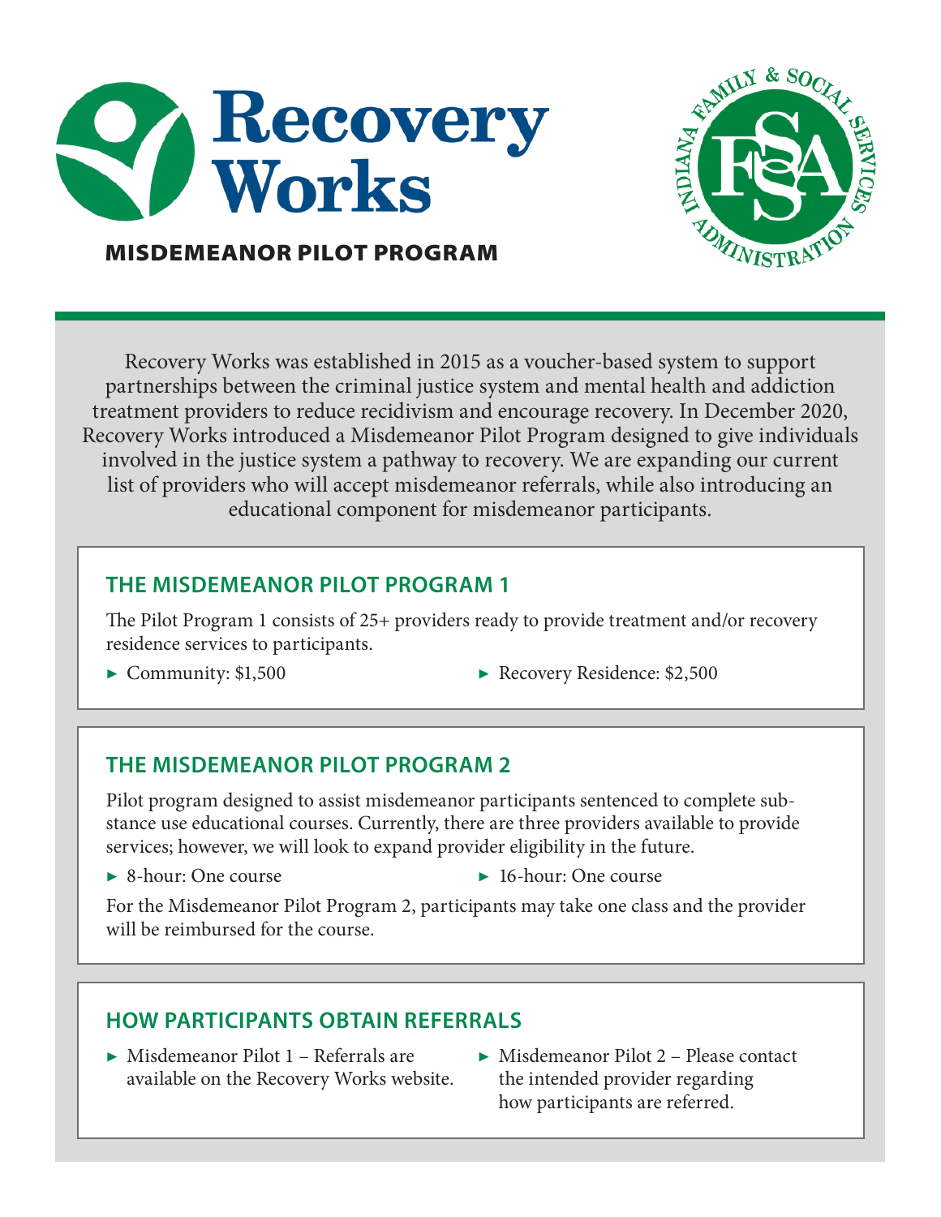# Recovery Works

**MISDEMEANOR PILOT PROGRAM**

INDIANA FAMILY & SOCIAL SERVICES ADMINISTRATION

Recovery Works was established in 2015 as a voucher-based system to support partnerships between the criminal justice system and mental health and addiction treatment providers to reduce recidivism and encourage recovery. In December 2020, Recovery Works introduced a Misdemeanor Pilot Program designed to give individuals involved in the justice system a pathway to recovery. We are expanding our current list of providers who will accept misdemeanor referrals, while also introducing an educational component for misdemeanor participants.

## THE MISDEMEANOR PILOT PROGRAM 1

The Pilot Program 1 consists of 25+ providers ready to provide treatment and/or recovery residence services to participants.

- Community: $1,500
- Recovery Residence: $2,500

## THE MISDEMEANOR PILOT PROGRAM 2

Pilot program designed to assist misdemeanor participants sentenced to complete substance use educational courses. Currently, there are three providers available to provide services; however, we will look to expand provider eligibility in the future.

- 8-hour: One course
- 16-hour: One course

For the Misdemeanor Pilot Program 2, participants may take one class and the provider will be reimbursed for the course.

## HOW PARTICIPANTS OBTAIN REFERRALS

- Misdemeanor Pilot 1 – Referrals are available on the Recovery Works website.
- Misdemeanor Pilot 2 – Please contact the intended provider regarding how participants are referred.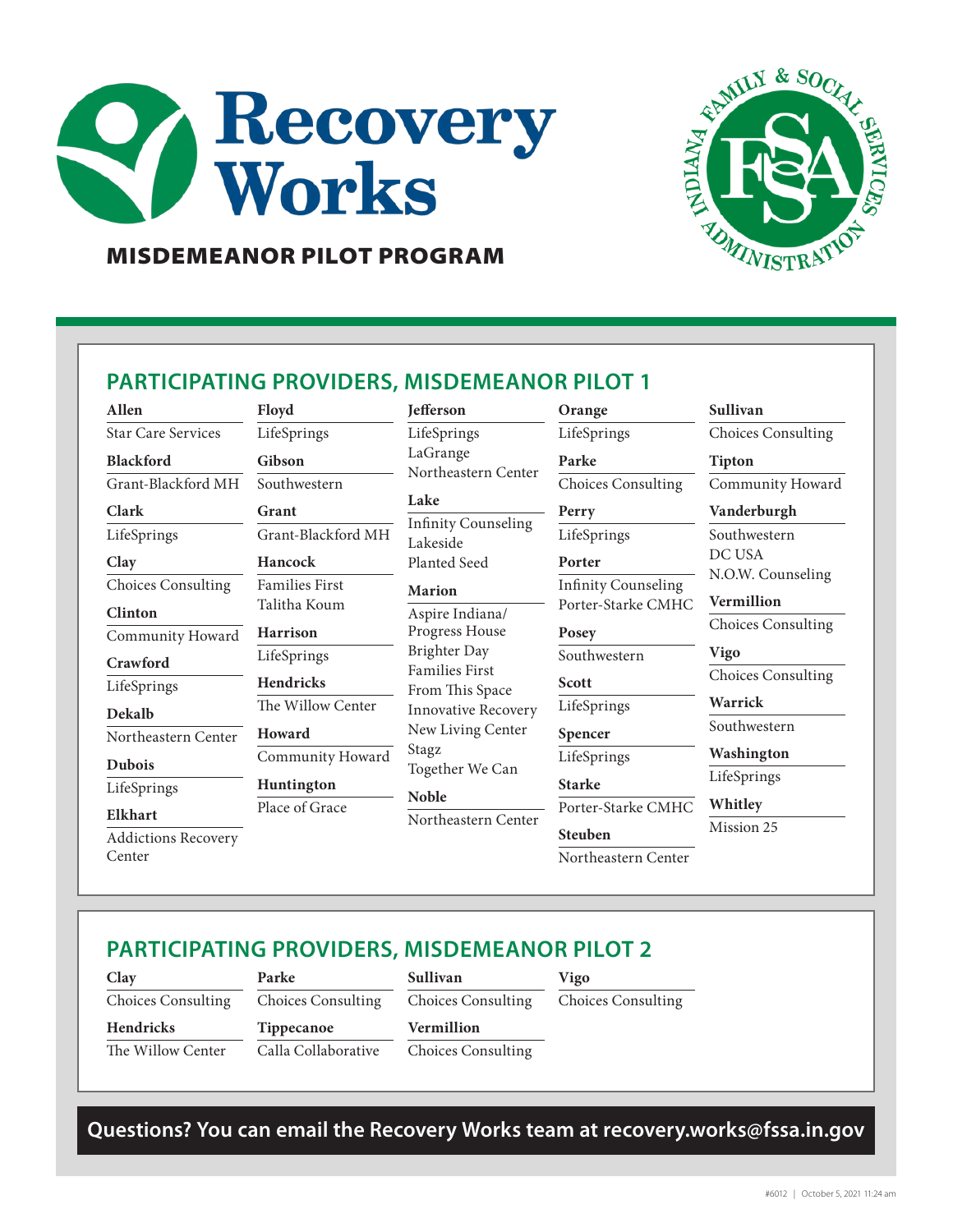# Recovery Works

## MISDEMEANOR PILOT PROGRAM

Indiana Family & Social Services Administration

## PARTICIPATING PROVIDERS, MISDEMEANOR PILOT 1

**Allen**
Star Care Services

**Blackford**
Grant-Blackford MH

**Clark**
LifeSprings

**Clay**
Choices Consulting

**Clinton**
Community Howard

**Crawford**
LifeSprings

**Dekalb**
Northeastern Center

**Dubois**
LifeSprings

**Elkhart**
Addictions Recovery Center

**Floyd**
LifeSprings

**Gibson**
Southwestern

**Grant**
Grant-Blackford MH

**Hancock**
Families First
Talitha Koum

**Harrison**
LifeSprings

**Hendricks**
The Willow Center

**Howard**
Community Howard

**Huntington**
Place of Grace

**Jefferson**
LifeSprings

**LaGrange**
Northeastern Center

**Lake**
Infinity Counseling
Lakeside
Planted Seed

**Marion**
Aspire Indiana/ Progress House
Brighter Day
Families First
From This Space
Innovative Recovery
New Living Center
Stagz
Together We Can

**Noble**
Northeastern Center

**Orange**
LifeSprings

**Parke**
Choices Consulting

**Perry**
LifeSprings

**Porter**
Infinity Counseling
Porter-Starke CMHC

**Posey**
Southwestern

**Scott**
LifeSprings

**Spencer**
LifeSprings

**Starke**
Porter-Starke CMHC

**Steuben**
Northeastern Center

**Sullivan**
Choices Consulting

**Tipton**
Community Howard

**Vanderburgh**
Southwestern
DC USA
N.O.W. Counseling

**Vermillion**
Choices Consulting

**Vigo**
Choices Consulting

**Warrick**
Southwestern

**Washington**
LifeSprings

**Whitley**
Mission 25

## PARTICIPATING PROVIDERS, MISDEMEANOR PILOT 2

**Clay**
Choices Consulting

**Hendricks**
The Willow Center

**Parke**
Choices Consulting

**Tippecanoe**
Calla Collaborative

**Sullivan**
Choices Consulting

**Vermillion**
Choices Consulting

**Vigo**
Choices Consulting

**Questions? You can email the Recovery Works team at recovery.works@fssa.in.gov**

#6012 | October 5, 2021 11:24 am